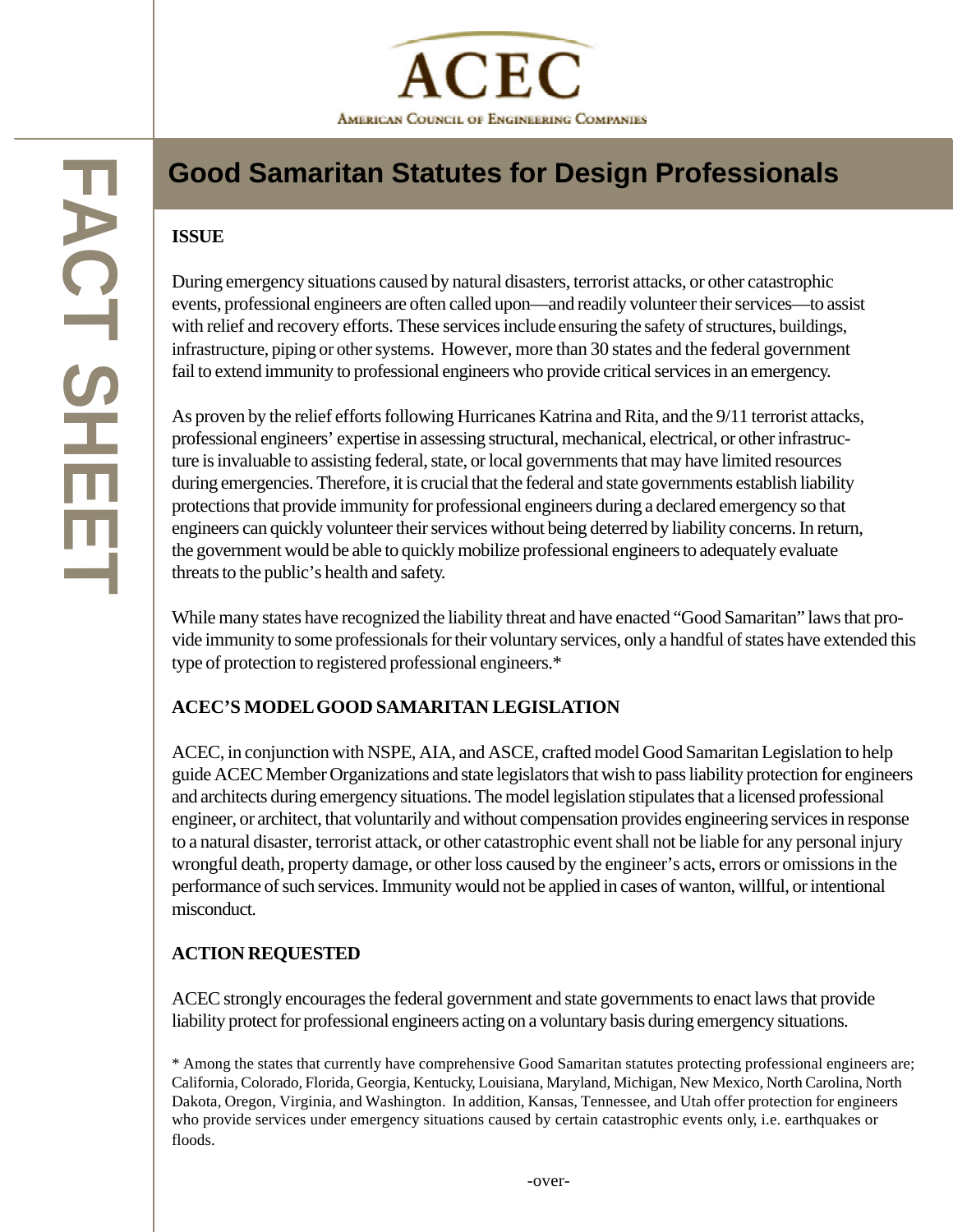ACEC

American Council of Engineering Companies

FACT SHEET

# Good Samaritan Statutes for Design Professionals

## ISSUE

During emergency situations caused by natural disasters, terrorist attacks, or other catastrophic events, professional engineers are often called upon—and readily volunteer their services—to assist with relief and recovery efforts. These services include ensuring the safety of structures, buildings, infrastructure, piping or other systems. However, more than 30 states and the federal government fail to extend immunity to professional engineers who provide critical services in an emergency.

As proven by the relief efforts following Hurricanes Katrina and Rita, and the 9/11 terrorist attacks, professional engineers' expertise in assessing structural, mechanical, electrical, or other infrastructure is invaluable to assisting federal, state, or local governments that may have limited resources during emergencies. Therefore, it is crucial that the federal and state governments establish liability protections that provide immunity for professional engineers during a declared emergency so that engineers can quickly volunteer their services without being deterred by liability concerns. In return, the government would be able to quickly mobilize professional engineers to adequately evaluate threats to the public's health and safety.

While many states have recognized the liability threat and have enacted "Good Samaritan" laws that provide immunity to some professionals for their voluntary services, only a handful of states have extended this type of protection to registered professional engineers.*

## ACEC'S MODEL GOOD SAMARITAN LEGISLATION

ACEC, in conjunction with NSPE, AIA, and ASCE, crafted model Good Samaritan Legislation to help guide ACEC Member Organizations and state legislators that wish to pass liability protection for engineers and architects during emergency situations. The model legislation stipulates that a licensed professional engineer, or architect, that voluntarily and without compensation provides engineering services in response to a natural disaster, terrorist attack, or other catastrophic event shall not be liable for any personal injury wrongful death, property damage, or other loss caused by the engineer's acts, errors or omissions in the performance of such services. Immunity would not be applied in cases of wanton, willful, or intentional misconduct.

## ACTION REQUESTED

ACEC strongly encourages the federal government and state governments to enact laws that provide liability protect for professional engineers acting on a voluntary basis during emergency situations.

* Among the states that currently have comprehensive Good Samaritan statutes protecting professional engineers are; California, Colorado, Florida, Georgia, Kentucky, Louisiana, Maryland, Michigan, New Mexico, North Carolina, North Dakota, Oregon, Virginia, and Washington. In addition, Kansas, Tennessee, and Utah offer protection for engineers who provide services under emergency situations caused by certain catastrophic events only, i.e. earthquakes or floods.

-over-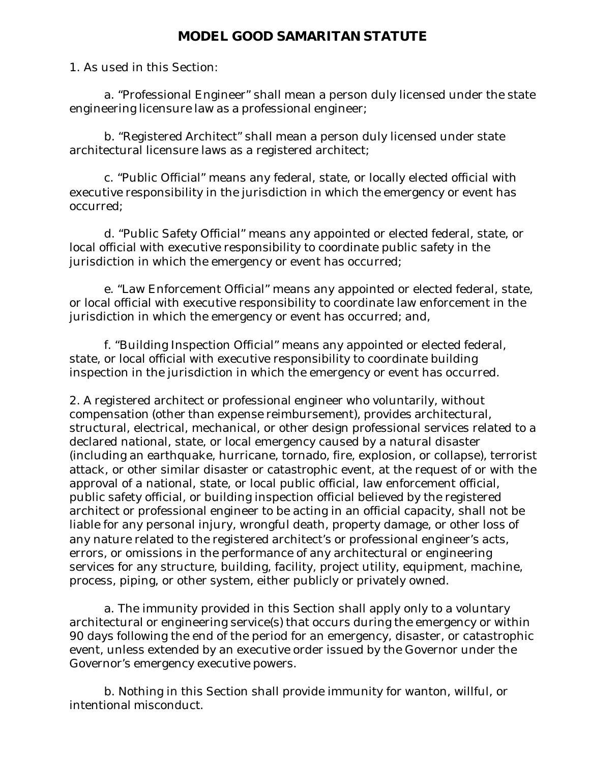# MODEL GOOD SAMARITAN STATUTE

1. As used in this Section:

   a. "Professional Engineer" shall mean a person duly licensed under the state engineering licensure law as a professional engineer;

   b. "Registered Architect" shall mean a person duly licensed under state architectural licensure laws as a registered architect;

   c. "Public Official" means any federal, state, or locally elected official with executive responsibility in the jurisdiction in which the emergency or event has occurred;

   d. "Public Safety Official" means any appointed or elected federal, state, or local official with executive responsibility to coordinate public safety in the jurisdiction in which the emergency or event has occurred;

   e. "Law Enforcement Official" means any appointed or elected federal, state, or local official with executive responsibility to coordinate law enforcement in the jurisdiction in which the emergency or event has occurred; and,

   f. "Building Inspection Official" means any appointed or elected federal, state, or local official with executive responsibility to coordinate building inspection in the jurisdiction in which the emergency or event has occurred.

2. A registered architect or professional engineer who voluntarily, without compensation (other than expense reimbursement), provides architectural, structural, electrical, mechanical, or other design professional services related to a declared national, state, or local emergency caused by a natural disaster (including an earthquake, hurricane, tornado, fire, explosion, or collapse), terrorist attack, or other similar disaster or catastrophic event, at the request of or with the approval of a national, state, or local public official, law enforcement official, public safety official, or building inspection official believed by the registered architect or professional engineer to be acting in an official capacity, shall not be liable for any personal injury, wrongful death, property damage, or other loss of any nature related to the registered architect's or professional engineer's acts, errors, or omissions in the performance of any architectural or engineering services for any structure, building, facility, project utility, equipment, machine, process, piping, or other system, either publicly or privately owned.

   a. The immunity provided in this Section shall apply only to a voluntary architectural or engineering service(s) that occurs during the emergency or within 90 days following the end of the period for an emergency, disaster, or catastrophic event, unless extended by an executive order issued by the Governor under the Governor's emergency executive powers.

   b. Nothing in this Section shall provide immunity for wanton, willful, or intentional misconduct.